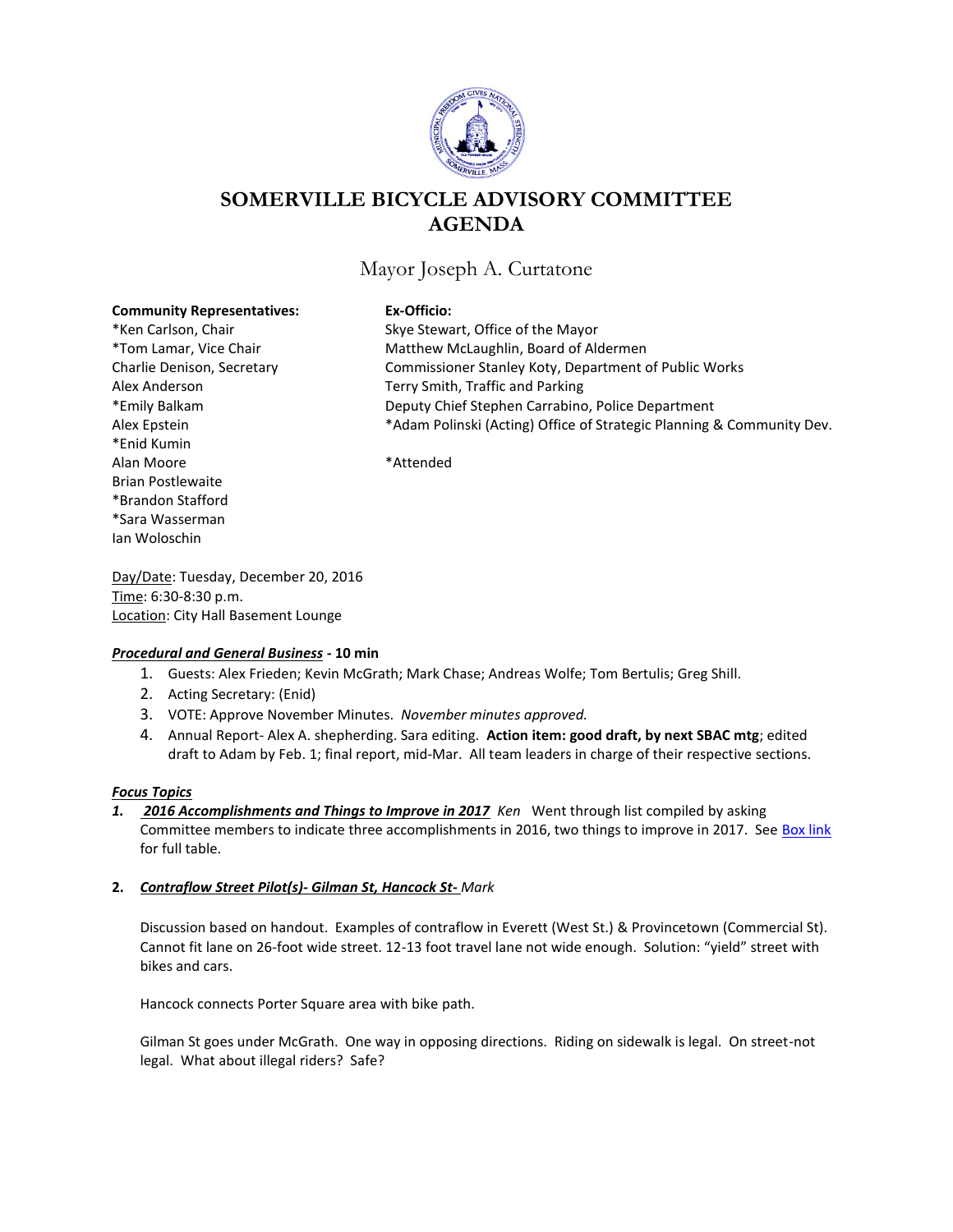# SOMERVILLE BICYCLE ADVISORY COMMITTEE AGENDA

Mayor Joseph A. Curtatone

**Community Representatives:**
*Ken Carlson, Chair
*Tom Lamar, Vice Chair
Charlie Denison, Secretary
Alex Anderson
*Emily Balkam
Alex Epstein
*Enid Kumin
Alan Moore
Brian Postlewaite
*Brandon Stafford
*Sara Wasserman
Ian Woloschin

**Ex-Officio:**
Skye Stewart, Office of the Mayor
Matthew McLaughlin, Board of Aldermen
Commissioner Stanley Koty, Department of Public Works
Terry Smith, Traffic and Parking
Deputy Chief Stephen Carrabino, Police Department
*Adam Polinski (Acting) Office of Strategic Planning & Community Dev.

*Attended

Day/Date: Tuesday, December 20, 2016
Time: 6:30-8:30 p.m.
Location: City Hall Basement Lounge

***Procedural and General Business*** **- 10 min**

1. Guests: Alex Frieden; Kevin McGrath; Mark Chase; Andreas Wolfe; Tom Bertulis; Greg Shill.
2. Acting Secretary: (Enid)
3. VOTE: Approve November Minutes. *November minutes approved.*
4. Annual Report- Alex A. shepherding. Sara editing. **Action item: good draft, by next SBAC mtg**; edited draft to Adam by Feb. 1; final report, mid-Mar. All team leaders in charge of their respective sections.

***Focus Topics***

1. ***2016 Accomplishments and Things to Improve in 2017*** *Ken* Went through list compiled by asking Committee members to indicate three accomplishments in 2016, two things to improve in 2017. See Box link for full table.

2. ***Contraflow Street Pilot(s)- Gilman St, Hancock St-*** *Mark*

   Discussion based on handout. Examples of contraflow in Everett (West St.) & Provincetown (Commercial St). Cannot fit lane on 26-foot wide street. 12-13 foot travel lane not wide enough. Solution: "yield" street with bikes and cars.

   Hancock connects Porter Square area with bike path.

   Gilman St goes under McGrath. One way in opposing directions. Riding on sidewalk is legal. On street-not legal. What about illegal riders? Safe?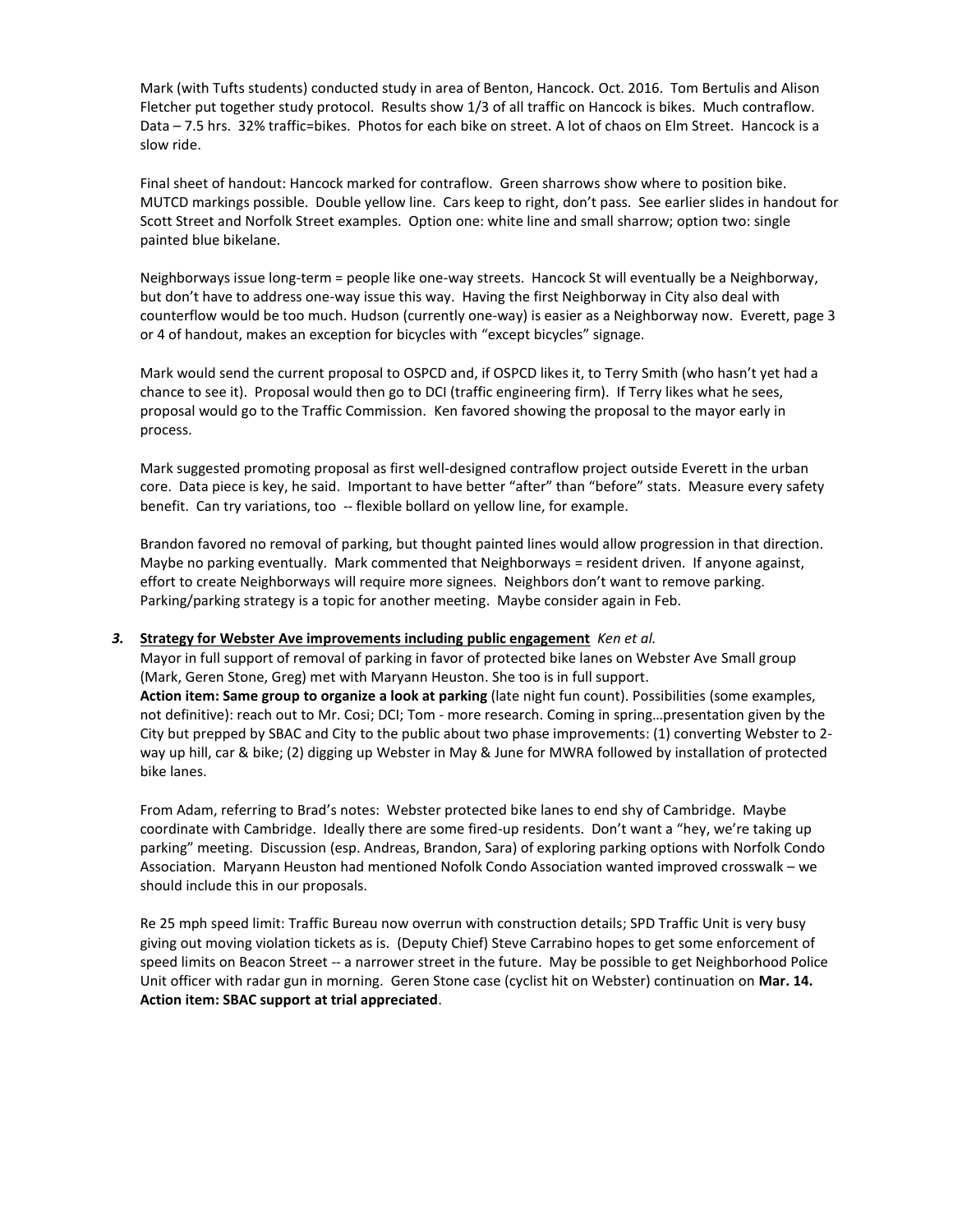Mark (with Tufts students) conducted study in area of Benton, Hancock. Oct. 2016. Tom Bertulis and Alison Fletcher put together study protocol. Results show 1/3 of all traffic on Hancock is bikes. Much contraflow. Data – 7.5 hrs. 32% traffic=bikes. Photos for each bike on street. A lot of chaos on Elm Street. Hancock is a slow ride.

Final sheet of handout: Hancock marked for contraflow. Green sharrows show where to position bike. MUTCD markings possible. Double yellow line. Cars keep to right, don't pass. See earlier slides in handout for Scott Street and Norfolk Street examples. Option one: white line and small sharrow; option two: single painted blue bikelane.

Neighborways issue long-term = people like one-way streets. Hancock St will eventually be a Neighborway, but don't have to address one-way issue this way. Having the first Neighborway in City also deal with counterflow would be too much. Hudson (currently one-way) is easier as a Neighborway now. Everett, page 3 or 4 of handout, makes an exception for bicycles with "except bicycles" signage.

Mark would send the current proposal to OSPCD and, if OSPCD likes it, to Terry Smith (who hasn't yet had a chance to see it). Proposal would then go to DCI (traffic engineering firm). If Terry likes what he sees, proposal would go to the Traffic Commission. Ken favored showing the proposal to the mayor early in process.

Mark suggested promoting proposal as first well-designed contraflow project outside Everett in the urban core. Data piece is key, he said. Important to have better "after" than "before" stats. Measure every safety benefit. Can try variations, too -- flexible bollard on yellow line, for example.

Brandon favored no removal of parking, but thought painted lines would allow progression in that direction. Maybe no parking eventually. Mark commented that Neighborways = resident driven. If anyone against, effort to create Neighborways will require more signees. Neighbors don't want to remove parking. Parking/parking strategy is a topic for another meeting. Maybe consider again in Feb.

***3.*** **Strategy for Webster Ave improvements including public engagement** *Ken et al.*

Mayor in full support of removal of parking in favor of protected bike lanes on Webster Ave Small group (Mark, Geren Stone, Greg) met with Maryann Heuston. She too is in full support.
**Action item: Same group to organize a look at parking** (late night fun count). Possibilities (some examples, not definitive): reach out to Mr. Cosi; DCI; Tom - more research. Coming in spring…presentation given by the City but prepped by SBAC and City to the public about two phase improvements: (1) converting Webster to 2-way up hill, car & bike; (2) digging up Webster in May & June for MWRA followed by installation of protected bike lanes.

From Adam, referring to Brad's notes: Webster protected bike lanes to end shy of Cambridge. Maybe coordinate with Cambridge. Ideally there are some fired-up residents. Don't want a "hey, we're taking up parking" meeting. Discussion (esp. Andreas, Brandon, Sara) of exploring parking options with Norfolk Condo Association. Maryann Heuston had mentioned Nofolk Condo Association wanted improved crosswalk – we should include this in our proposals.

Re 25 mph speed limit: Traffic Bureau now overrun with construction details; SPD Traffic Unit is very busy giving out moving violation tickets as is. (Deputy Chief) Steve Carrabino hopes to get some enforcement of speed limits on Beacon Street -- a narrower street in the future. May be possible to get Neighborhood Police Unit officer with radar gun in morning. Geren Stone case (cyclist hit on Webster) continuation on **Mar. 14. Action item: SBAC support at trial appreciated**.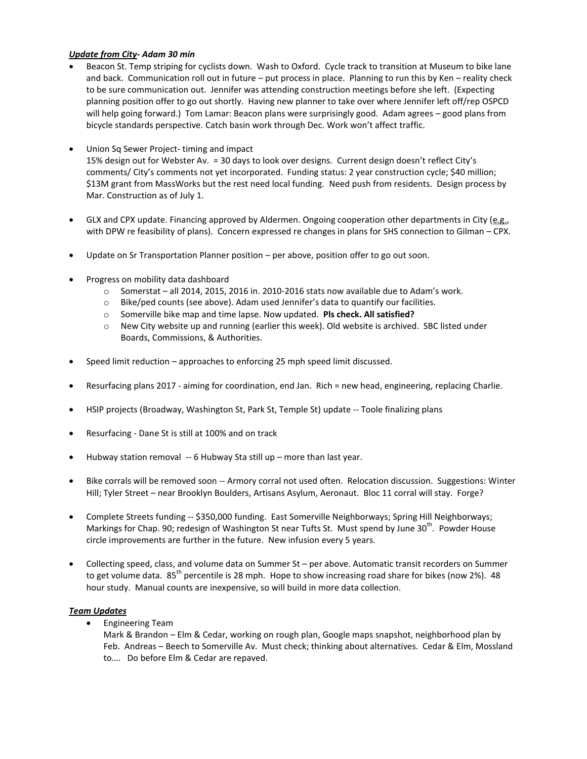***Update from City- Adam 30 min***

- Beacon St. Temp striping for cyclists down. Wash to Oxford. Cycle track to transition at Museum to bike lane and back. Communication roll out in future – put process in place. Planning to run this by Ken – reality check to be sure communication out. Jennifer was attending construction meetings before she left. (Expecting planning position offer to go out shortly. Having new planner to take over where Jennifer left off/rep OSPCD will help going forward.) Tom Lamar: Beacon plans were surprisingly good. Adam agrees – good plans from bicycle standards perspective. Catch basin work through Dec. Work won't affect traffic.

- Union Sq Sewer Project- timing and impact
  15% design out for Webster Av. = 30 days to look over designs. Current design doesn't reflect City's comments/ City's comments not yet incorporated. Funding status: 2 year construction cycle; $40 million; $13M grant from MassWorks but the rest need local funding. Need push from residents. Design process by Mar. Construction as of July 1.

- GLX and CPX update. Financing approved by Aldermen. Ongoing cooperation other departments in City (e.g., with DPW re feasibility of plans). Concern expressed re changes in plans for SHS connection to Gilman – CPX.

- Update on Sr Transportation Planner position – per above, position offer to go out soon.

- Progress on mobility data dashboard
  - Somerstat – all 2014, 2015, 2016 in. 2010-2016 stats now available due to Adam's work.
  - Bike/ped counts (see above). Adam used Jennifer's data to quantify our facilities.
  - Somerville bike map and time lapse. Now updated. **Pls check. All satisfied?**
  - New City website up and running (earlier this week). Old website is archived. SBC listed under Boards, Commissions, & Authorities.

- Speed limit reduction – approaches to enforcing 25 mph speed limit discussed.

- Resurfacing plans 2017 - aiming for coordination, end Jan. Rich = new head, engineering, replacing Charlie.

- HSIP projects (Broadway, Washington St, Park St, Temple St) update -- Toole finalizing plans

- Resurfacing - Dane St is still at 100% and on track

- Hubway station removal -- 6 Hubway Sta still up – more than last year.

- Bike corrals will be removed soon -- Armory corral not used often. Relocation discussion. Suggestions: Winter Hill; Tyler Street – near Brooklyn Boulders, Artisans Asylum, Aeronaut. Bloc 11 corral will stay. Forge?

- Complete Streets funding -- $350,000 funding. East Somerville Neighborways; Spring Hill Neighborways; Markings for Chap. 90; redesign of Washington St near Tufts St. Must spend by June 30th. Powder House circle improvements are further in the future. New infusion every 5 years.

- Collecting speed, class, and volume data on Summer St – per above. Automatic transit recorders on Summer to get volume data. 85th percentile is 28 mph. Hope to show increasing road share for bikes (now 2%). 48 hour study. Manual counts are inexpensive, so will build in more data collection.

***Team Updates***

- Engineering Team
  Mark & Brandon – Elm & Cedar, working on rough plan, Google maps snapshot, neighborhood plan by Feb. Andreas – Beech to Somerville Av. Must check; thinking about alternatives. Cedar & Elm, Mossland to…. Do before Elm & Cedar are repaved.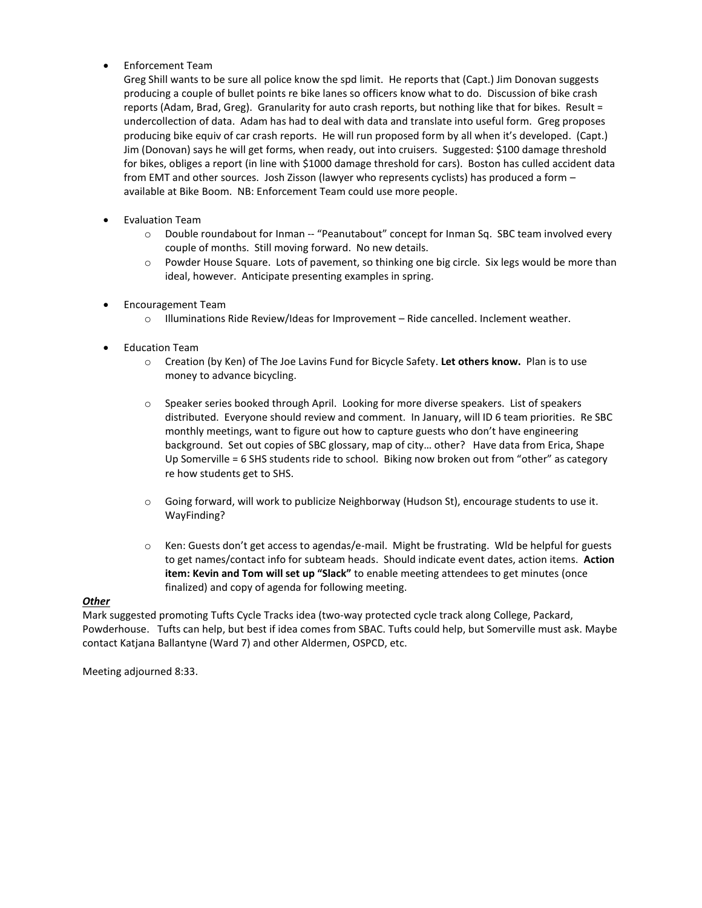- Enforcement Team
  Greg Shill wants to be sure all police know the spd limit. He reports that (Capt.) Jim Donovan suggests producing a couple of bullet points re bike lanes so officers know what to do. Discussion of bike crash reports (Adam, Brad, Greg). Granularity for auto crash reports, but nothing like that for bikes. Result = undercollection of data. Adam has had to deal with data and translate into useful form. Greg proposes producing bike equiv of car crash reports. He will run proposed form by all when it's developed. (Capt.) Jim (Donovan) says he will get forms, when ready, out into cruisers. Suggested: $100 damage threshold for bikes, obliges a report (in line with $1000 damage threshold for cars). Boston has culled accident data from EMT and other sources. Josh Zisson (lawyer who represents cyclists) has produced a form – available at Bike Boom. NB: Enforcement Team could use more people.

- Evaluation Team
  - Double roundabout for Inman -- "Peanutabout" concept for Inman Sq. SBC team involved every couple of months. Still moving forward. No new details.
  - Powder House Square. Lots of pavement, so thinking one big circle. Six legs would be more than ideal, however. Anticipate presenting examples in spring.

- Encouragement Team
  - Illuminations Ride Review/Ideas for Improvement – Ride cancelled. Inclement weather.

- Education Team
  - Creation (by Ken) of The Joe Lavins Fund for Bicycle Safety. **Let others know.** Plan is to use money to advance bicycling.

  - Speaker series booked through April. Looking for more diverse speakers. List of speakers distributed. Everyone should review and comment. In January, will ID 6 team priorities. Re SBC monthly meetings, want to figure out how to capture guests who don't have engineering background. Set out copies of SBC glossary, map of city… other? Have data from Erica, Shape Up Somerville = 6 SHS students ride to school. Biking now broken out from "other" as category re how students get to SHS.

  - Going forward, will work to publicize Neighborway (Hudson St), encourage students to use it. WayFinding?

  - Ken: Guests don't get access to agendas/e-mail. Might be frustrating. Wld be helpful for guests to get names/contact info for subteam heads. Should indicate event dates, action items. **Action item: Kevin and Tom will set up "Slack"** to enable meeting attendees to get minutes (once finalized) and copy of agenda for following meeting.

***Other***

Mark suggested promoting Tufts Cycle Tracks idea (two-way protected cycle track along College, Packard, Powderhouse. Tufts can help, but best if idea comes from SBAC. Tufts could help, but Somerville must ask. Maybe contact Katjana Ballantyne (Ward 7) and other Aldermen, OSPCD, etc.

Meeting adjourned 8:33.